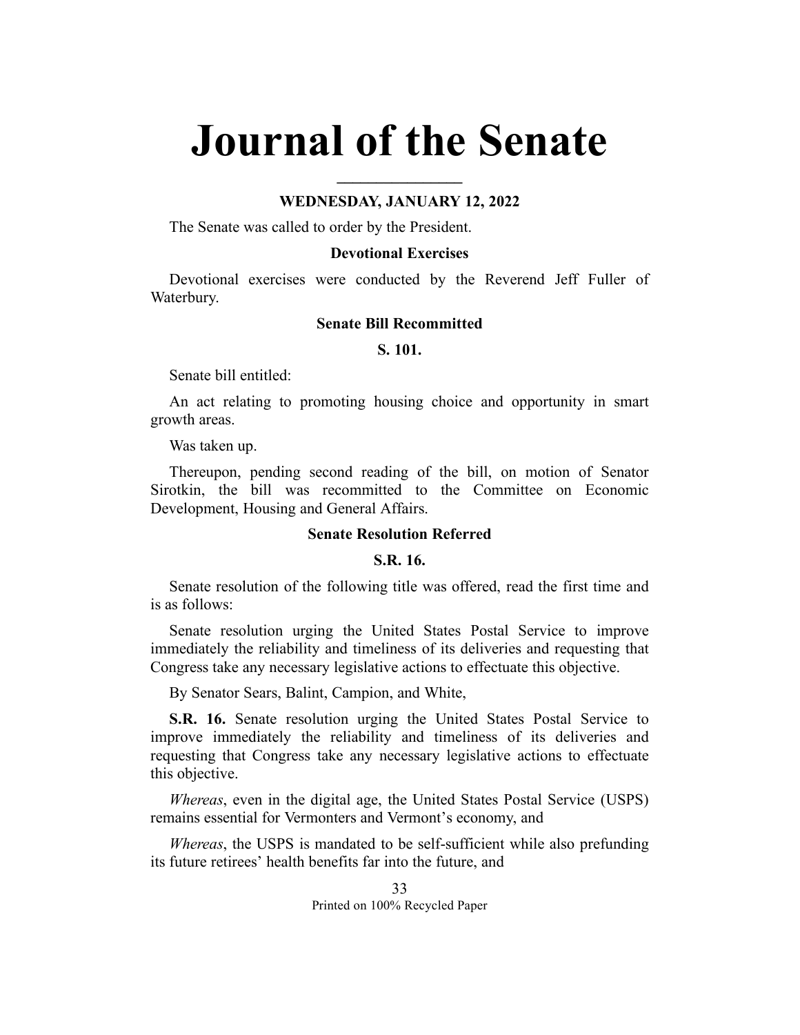# Journal of the Senate

## WEDNESDAY, JANUARY 12, 2022

The Senate was called to order by the President.

### Devotional Exercises

Devotional exercises were conducted by the Reverend Jeff Fuller of Waterbury.

### Senate Bill Recommitted

### S. 101.

Senate bill entitled:

An act relating to promoting housing choice and opportunity in smart growth areas.

Was taken up.

Thereupon, pending second reading of the bill, on motion of Senator Sirotkin, the bill was recommitted to the Committee on Economic Development, Housing and General Affairs.

### Senate Resolution Referred

### S.R. 16.

Senate resolution of the following title was offered, read the first time and is as follows:

Senate resolution urging the United States Postal Service to improve immediately the reliability and timeliness of its deliveries and requesting that Congress take any necessary legislative actions to effectuate this objective.

By Senator Sears, Balint, Campion, and White,

**S.R. 16.** Senate resolution urging the United States Postal Service to improve immediately the reliability and timeliness of its deliveries and requesting that Congress take any necessary legislative actions to effectuate this objective.

*Whereas*, even in the digital age, the United States Postal Service (USPS) remains essential for Vermonters and Vermont's economy, and

*Whereas*, the USPS is mandated to be self-sufficient while also prefunding its future retirees' health benefits far into the future, and

Printed on 100% Recycled Paper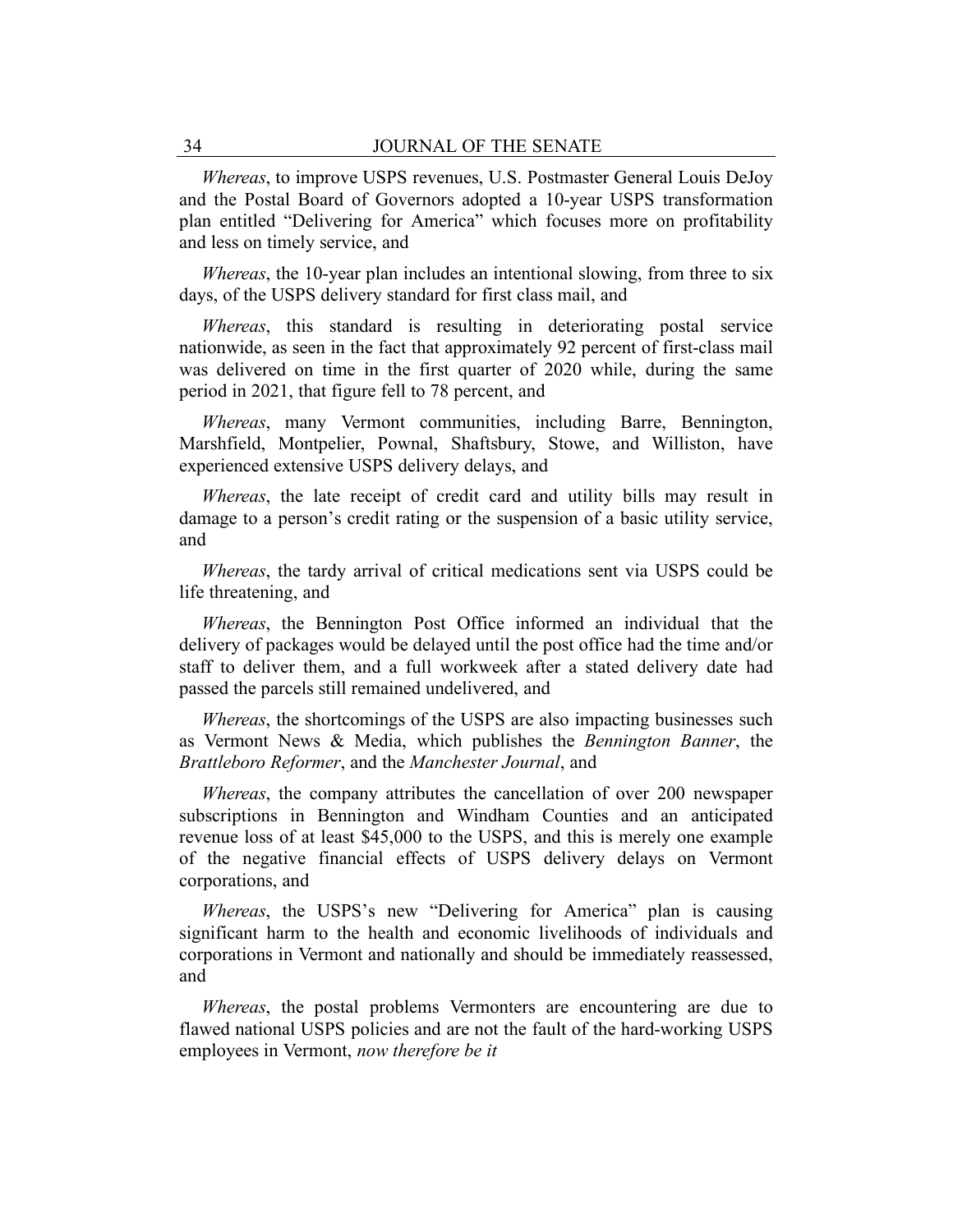*Whereas*, to improve USPS revenues, U.S. Postmaster General Louis DeJoy and the Postal Board of Governors adopted a 10-year USPS transformation plan entitled "Delivering for America" which focuses more on profitability and less on timely service, and

*Whereas*, the 10-year plan includes an intentional slowing, from three to six days, of the USPS delivery standard for first class mail, and

*Whereas*, this standard is resulting in deteriorating postal service nationwide, as seen in the fact that approximately 92 percent of first-class mail was delivered on time in the first quarter of 2020 while, during the same period in 2021, that figure fell to 78 percent, and

*Whereas*, many Vermont communities, including Barre, Bennington, Marshfield, Montpelier, Pownal, Shaftsbury, Stowe, and Williston, have experienced extensive USPS delivery delays, and

*Whereas*, the late receipt of credit card and utility bills may result in damage to a person's credit rating or the suspension of a basic utility service, and

*Whereas*, the tardy arrival of critical medications sent via USPS could be life threatening, and

*Whereas*, the Bennington Post Office informed an individual that the delivery of packages would be delayed until the post office had the time and/or staff to deliver them, and a full workweek after a stated delivery date had passed the parcels still remained undelivered, and

*Whereas*, the shortcomings of the USPS are also impacting businesses such as Vermont News & Media, which publishes the *Bennington Banner*, the *Brattleboro Reformer*, and the *Manchester Journal*, and

*Whereas*, the company attributes the cancellation of over 200 newspaper subscriptions in Bennington and Windham Counties and an anticipated revenue loss of at least $45,000 to the USPS, and this is merely one example of the negative financial effects of USPS delivery delays on Vermont corporations, and

*Whereas*, the USPS's new "Delivering for America" plan is causing significant harm to the health and economic livelihoods of individuals and corporations in Vermont and nationally and should be immediately reassessed, and

*Whereas*, the postal problems Vermonters are encountering are due to flawed national USPS policies and are not the fault of the hard-working USPS employees in Vermont, *now therefore be it*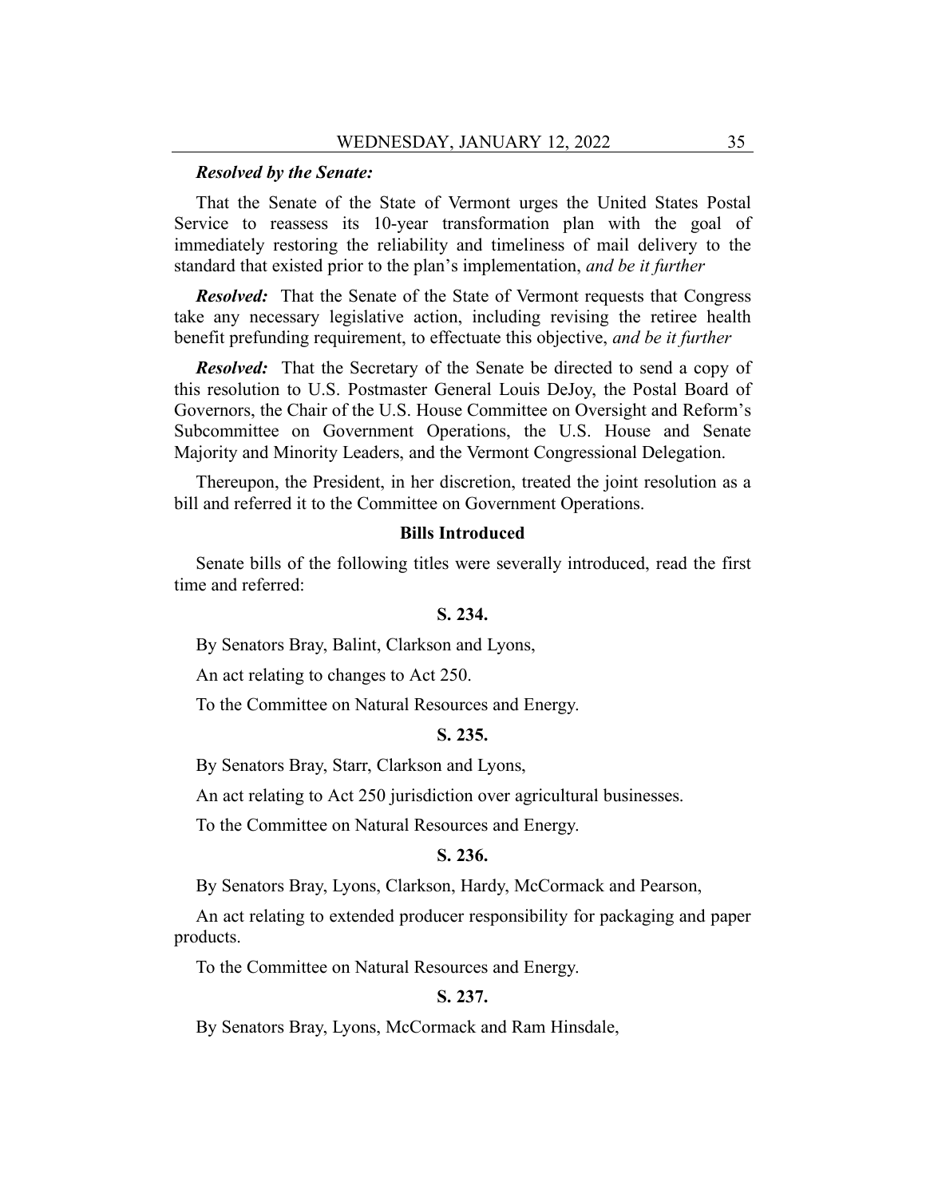***Resolved by the Senate:***

That the Senate of the State of Vermont urges the United States Postal Service to reassess its 10-year transformation plan with the goal of immediately restoring the reliability and timeliness of mail delivery to the standard that existed prior to the plan's implementation, *and be it further*

***Resolved:*** That the Senate of the State of Vermont requests that Congress take any necessary legislative action, including revising the retiree health benefit prefunding requirement, to effectuate this objective, *and be it further*

***Resolved:*** That the Secretary of the Senate be directed to send a copy of this resolution to U.S. Postmaster General Louis DeJoy, the Postal Board of Governors, the Chair of the U.S. House Committee on Oversight and Reform's Subcommittee on Government Operations, the U.S. House and Senate Majority and Minority Leaders, and the Vermont Congressional Delegation.

Thereupon, the President, in her discretion, treated the joint resolution as a bill and referred it to the Committee on Government Operations.

**Bills Introduced**

Senate bills of the following titles were severally introduced, read the first time and referred:

**S. 234.**

By Senators Bray, Balint, Clarkson and Lyons,

An act relating to changes to Act 250.

To the Committee on Natural Resources and Energy.

**S. 235.**

By Senators Bray, Starr, Clarkson and Lyons,

An act relating to Act 250 jurisdiction over agricultural businesses.

To the Committee on Natural Resources and Energy.

**S. 236.**

By Senators Bray, Lyons, Clarkson, Hardy, McCormack and Pearson,

An act relating to extended producer responsibility for packaging and paper products.

To the Committee on Natural Resources and Energy.

**S. 237.**

By Senators Bray, Lyons, McCormack and Ram Hinsdale,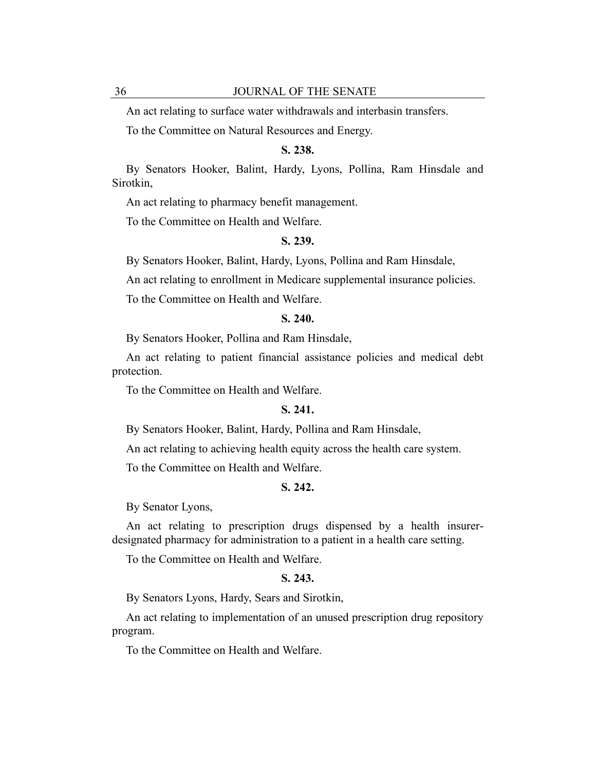An act relating to surface water withdrawals and interbasin transfers.

To the Committee on Natural Resources and Energy.

**S. 238.**

By Senators Hooker, Balint, Hardy, Lyons, Pollina, Ram Hinsdale and Sirotkin,

An act relating to pharmacy benefit management.

To the Committee on Health and Welfare.

**S. 239.**

By Senators Hooker, Balint, Hardy, Lyons, Pollina and Ram Hinsdale,

An act relating to enrollment in Medicare supplemental insurance policies.

To the Committee on Health and Welfare.

**S. 240.**

By Senators Hooker, Pollina and Ram Hinsdale,

An act relating to patient financial assistance policies and medical debt protection.

To the Committee on Health and Welfare.

**S. 241.**

By Senators Hooker, Balint, Hardy, Pollina and Ram Hinsdale,

An act relating to achieving health equity across the health care system.

To the Committee on Health and Welfare.

**S. 242.**

By Senator Lyons,

An act relating to prescription drugs dispensed by a health insurer-designated pharmacy for administration to a patient in a health care setting.

To the Committee on Health and Welfare.

**S. 243.**

By Senators Lyons, Hardy, Sears and Sirotkin,

An act relating to implementation of an unused prescription drug repository program.

To the Committee on Health and Welfare.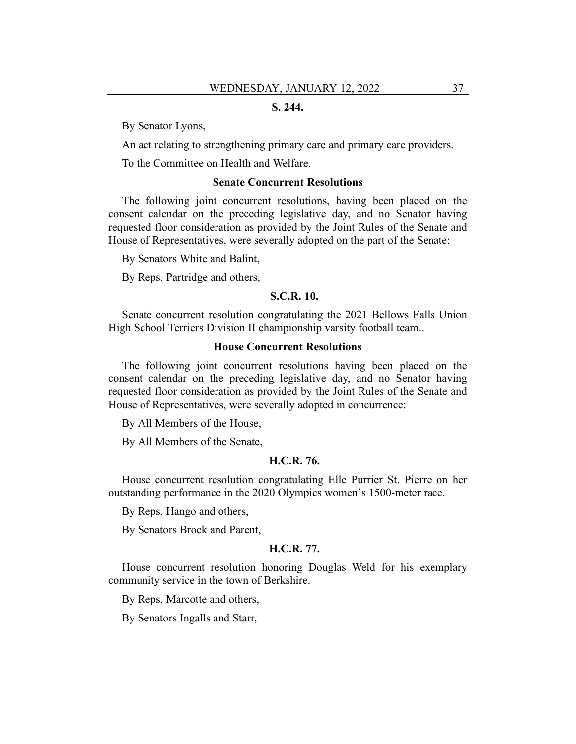**S. 244.**

By Senator Lyons,

An act relating to strengthening primary care and primary care providers.

To the Committee on Health and Welfare.

**Senate Concurrent Resolutions**

The following joint concurrent resolutions, having been placed on the consent calendar on the preceding legislative day, and no Senator having requested floor consideration as provided by the Joint Rules of the Senate and House of Representatives, were severally adopted on the part of the Senate:

By Senators White and Balint,

By Reps. Partridge and others,

**S.C.R. 10.**

Senate concurrent resolution congratulating the 2021 Bellows Falls Union High School Terriers Division II championship varsity football team..

**House Concurrent Resolutions**

The following joint concurrent resolutions having been placed on the consent calendar on the preceding legislative day, and no Senator having requested floor consideration as provided by the Joint Rules of the Senate and House of Representatives, were severally adopted in concurrence:

By All Members of the House,

By All Members of the Senate,

**H.C.R. 76.**

House concurrent resolution congratulating Elle Purrier St. Pierre on her outstanding performance in the 2020 Olympics women's 1500-meter race.

By Reps. Hango and others,

By Senators Brock and Parent,

**H.C.R. 77.**

House concurrent resolution honoring Douglas Weld for his exemplary community service in the town of Berkshire.

By Reps. Marcotte and others,

By Senators Ingalls and Starr,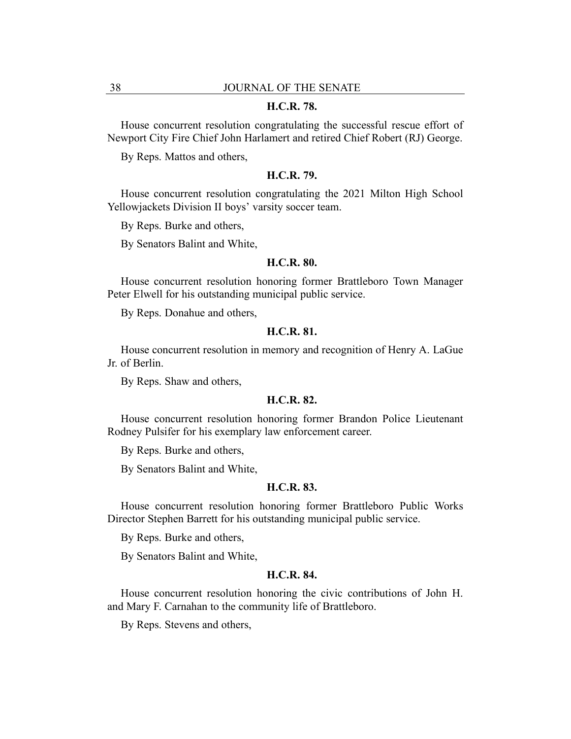**H.C.R. 78.**

House concurrent resolution congratulating the successful rescue effort of Newport City Fire Chief John Harlamert and retired Chief Robert (RJ) George.

By Reps. Mattos and others,

**H.C.R. 79.**

House concurrent resolution congratulating the 2021 Milton High School Yellowjackets Division II boys' varsity soccer team.

By Reps. Burke and others,

By Senators Balint and White,

**H.C.R. 80.**

House concurrent resolution honoring former Brattleboro Town Manager Peter Elwell for his outstanding municipal public service.

By Reps. Donahue and others,

**H.C.R. 81.**

House concurrent resolution in memory and recognition of Henry A. LaGue Jr. of Berlin.

By Reps. Shaw and others,

**H.C.R. 82.**

House concurrent resolution honoring former Brandon Police Lieutenant Rodney Pulsifer for his exemplary law enforcement career.

By Reps. Burke and others,

By Senators Balint and White,

**H.C.R. 83.**

House concurrent resolution honoring former Brattleboro Public Works Director Stephen Barrett for his outstanding municipal public service.

By Reps. Burke and others,

By Senators Balint and White,

**H.C.R. 84.**

House concurrent resolution honoring the civic contributions of John H. and Mary F. Carnahan to the community life of Brattleboro.

By Reps. Stevens and others,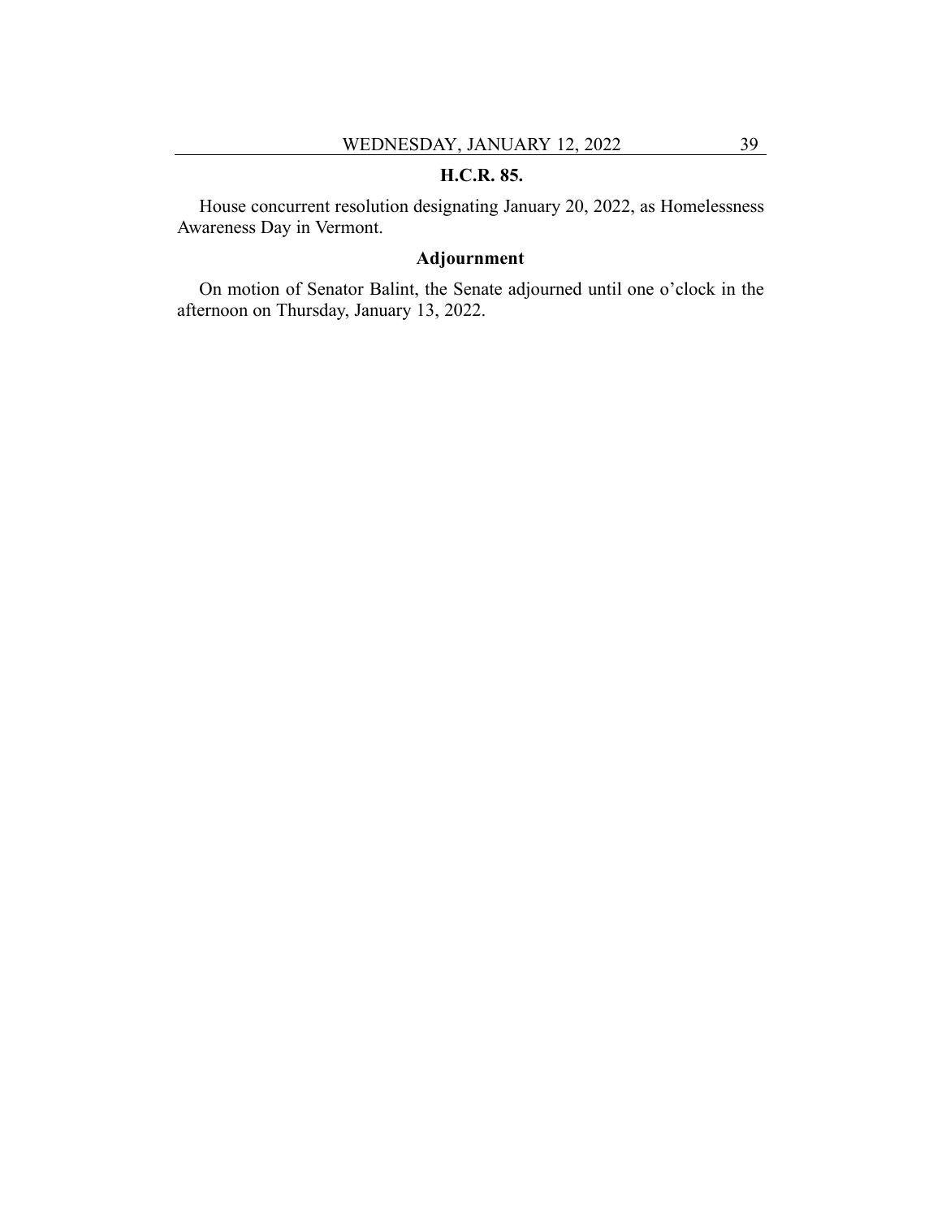**H.C.R. 85.**

House concurrent resolution designating January 20, 2022, as Homelessness Awareness Day in Vermont.

## Adjournment

On motion of Senator Balint, the Senate adjourned until one o'clock in the afternoon on Thursday, January 13, 2022.